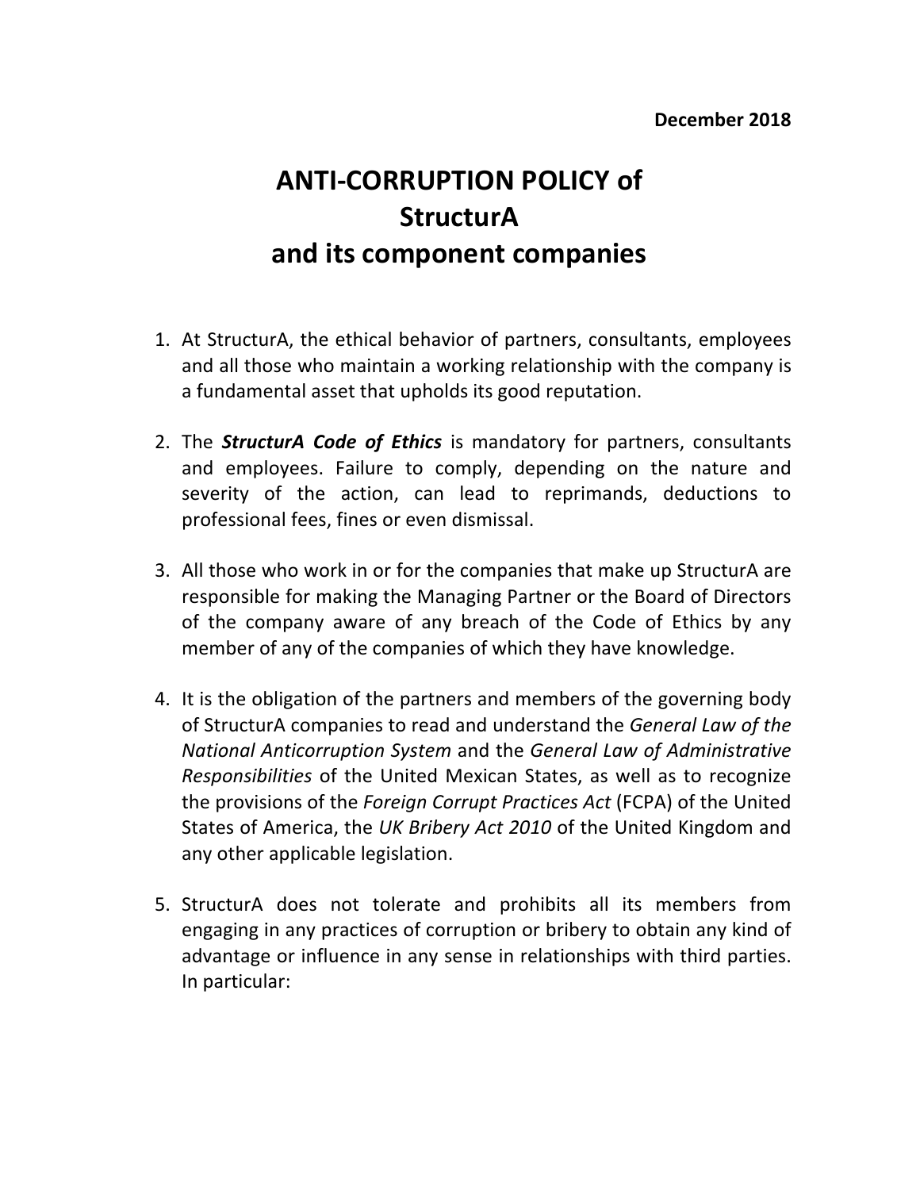**December 2018**

# ANTI-CORRUPTION POLICY of StructurA and its component companies

1. At StructurA, the ethical behavior of partners, consultants, employees and all those who maintain a working relationship with the company is a fundamental asset that upholds its good reputation.

2. The ***StructurA Code of Ethics*** is mandatory for partners, consultants and employees. Failure to comply, depending on the nature and severity of the action, can lead to reprimands, deductions to professional fees, fines or even dismissal.

3. All those who work in or for the companies that make up StructurA are responsible for making the Managing Partner or the Board of Directors of the company aware of any breach of the Code of Ethics by any member of any of the companies of which they have knowledge.

4. It is the obligation of the partners and members of the governing body of StructurA companies to read and understand the *General Law of the National Anticorruption System* and the *General Law of Administrative Responsibilities* of the United Mexican States, as well as to recognize the provisions of the *Foreign Corrupt Practices Act* (FCPA) of the United States of America, the *UK Bribery Act 2010* of the United Kingdom and any other applicable legislation.

5. StructurA does not tolerate and prohibits all its members from engaging in any practices of corruption or bribery to obtain any kind of advantage or influence in any sense in relationships with third parties. In particular: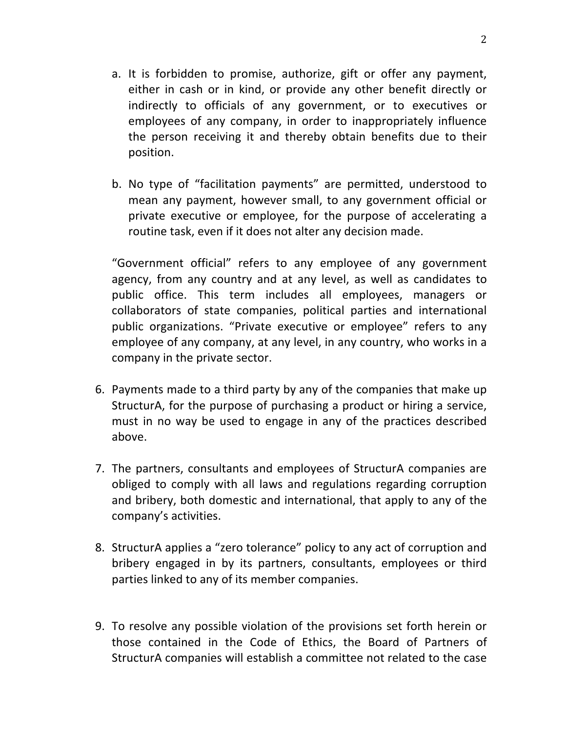a. It is forbidden to promise, authorize, gift or offer any payment, either in cash or in kind, or provide any other benefit directly or indirectly to officials of any government, or to executives or employees of any company, in order to inappropriately influence the person receiving it and thereby obtain benefits due to their position.

b. No type of "facilitation payments" are permitted, understood to mean any payment, however small, to any government official or private executive or employee, for the purpose of accelerating a routine task, even if it does not alter any decision made.

"Government official" refers to any employee of any government agency, from any country and at any level, as well as candidates to public office. This term includes all employees, managers or collaborators of state companies, political parties and international public organizations. "Private executive or employee" refers to any employee of any company, at any level, in any country, who works in a company in the private sector.

6. Payments made to a third party by any of the companies that make up StructurA, for the purpose of purchasing a product or hiring a service, must in no way be used to engage in any of the practices described above.

7. The partners, consultants and employees of StructurA companies are obliged to comply with all laws and regulations regarding corruption and bribery, both domestic and international, that apply to any of the company's activities.

8. StructurA applies a "zero tolerance" policy to any act of corruption and bribery engaged in by its partners, consultants, employees or third parties linked to any of its member companies.

9. To resolve any possible violation of the provisions set forth herein or those contained in the Code of Ethics, the Board of Partners of StructurA companies will establish a committee not related to the case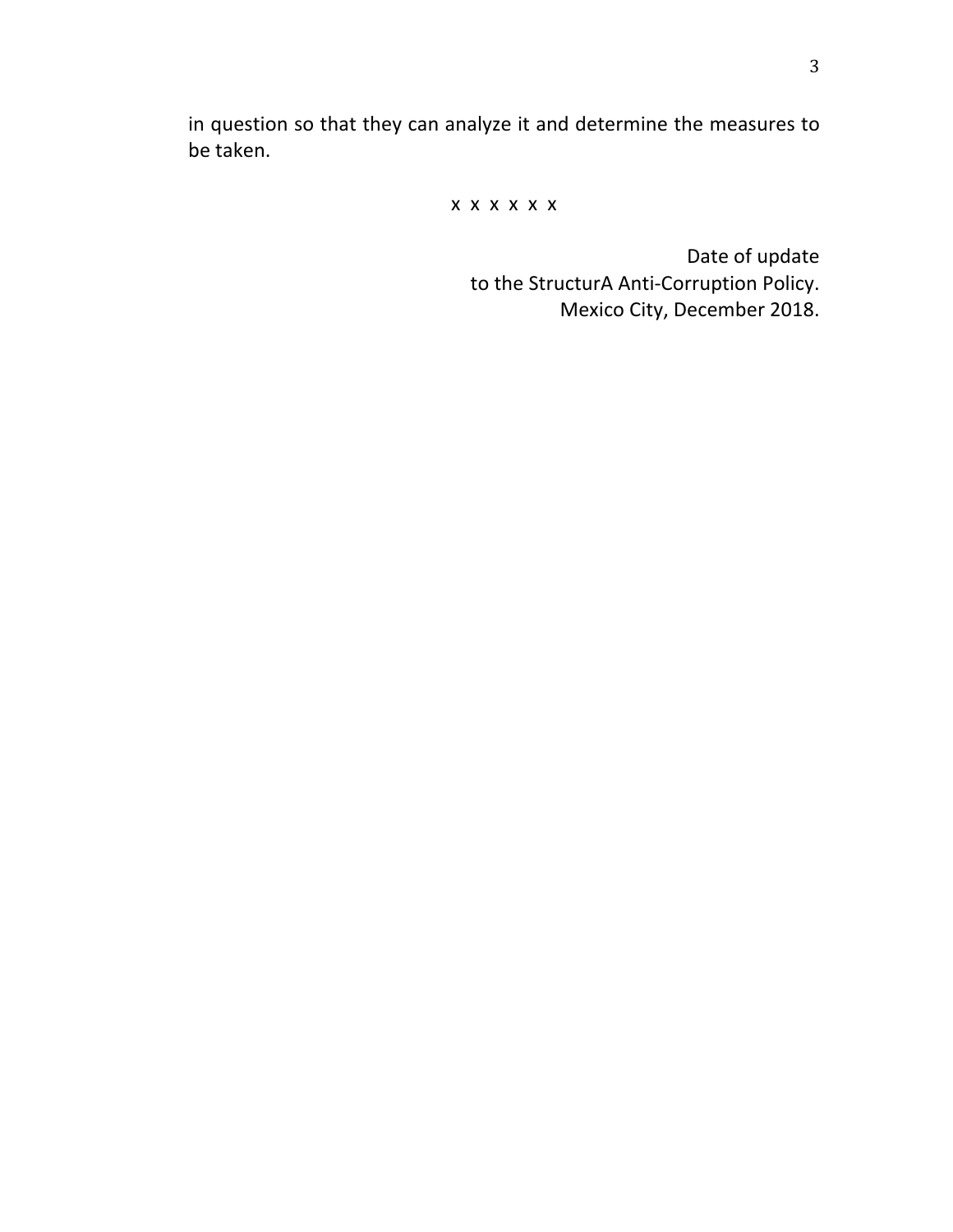in question so that they can analyze it and determine the measures to be taken.

x x x x x x

Date of update
to the StructurA Anti-Corruption Policy.
Mexico City, December 2018.